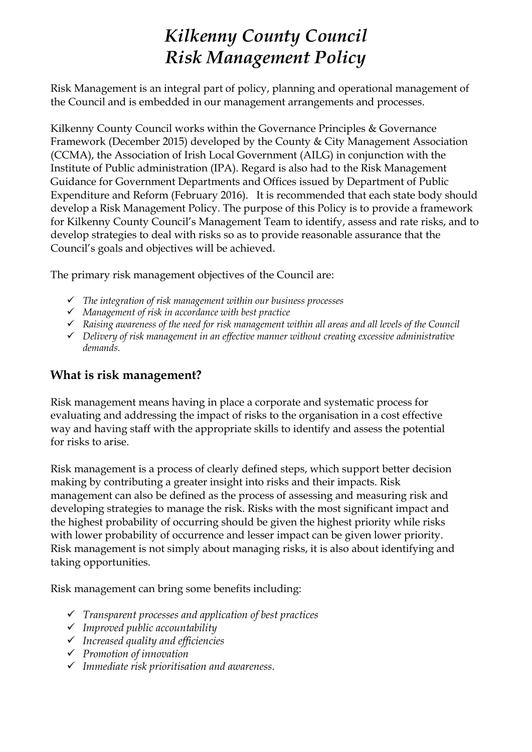# *Kilkenny County Council Risk Management Policy*

Risk Management is an integral part of policy, planning and operational management of the Council and is embedded in our management arrangements and processes.

Kilkenny County Council works within the Governance Principles & Governance Framework (December 2015) developed by the County & City Management Association (CCMA), the Association of Irish Local Government (AILG) in conjunction with the Institute of Public administration (IPA). Regard is also had to the Risk Management Guidance for Government Departments and Offices issued by Department of Public Expenditure and Reform (February 2016). It is recommended that each state body should develop a Risk Management Policy. The purpose of this Policy is to provide a framework for Kilkenny County Council's Management Team to identify, assess and rate risks, and to develop strategies to deal with risks so as to provide reasonable assurance that the Council's goals and objectives will be achieved.

The primary risk management objectives of the Council are:

- ✓ *The integration of risk management within our business processes*
- ✓ *Management of risk in accordance with best practice*
- ✓ *Raising awareness of the need for risk management within all areas and all levels of the Council*
- ✓ *Delivery of risk management in an effective manner without creating excessive administrative demands.*

## What is risk management?

Risk management means having in place a corporate and systematic process for evaluating and addressing the impact of risks to the organisation in a cost effective way and having staff with the appropriate skills to identify and assess the potential for risks to arise.

Risk management is a process of clearly defined steps, which support better decision making by contributing a greater insight into risks and their impacts. Risk management can also be defined as the process of assessing and measuring risk and developing strategies to manage the risk. Risks with the most significant impact and the highest probability of occurring should be given the highest priority while risks with lower probability of occurrence and lesser impact can be given lower priority. Risk management is not simply about managing risks, it is also about identifying and taking opportunities.

Risk management can bring some benefits including:

- ✓ *Transparent processes and application of best practices*
- ✓ *Improved public accountability*
- ✓ *Increased quality and efficiencies*
- ✓ *Promotion of innovation*
- ✓ *Immediate risk prioritisation and awareness.*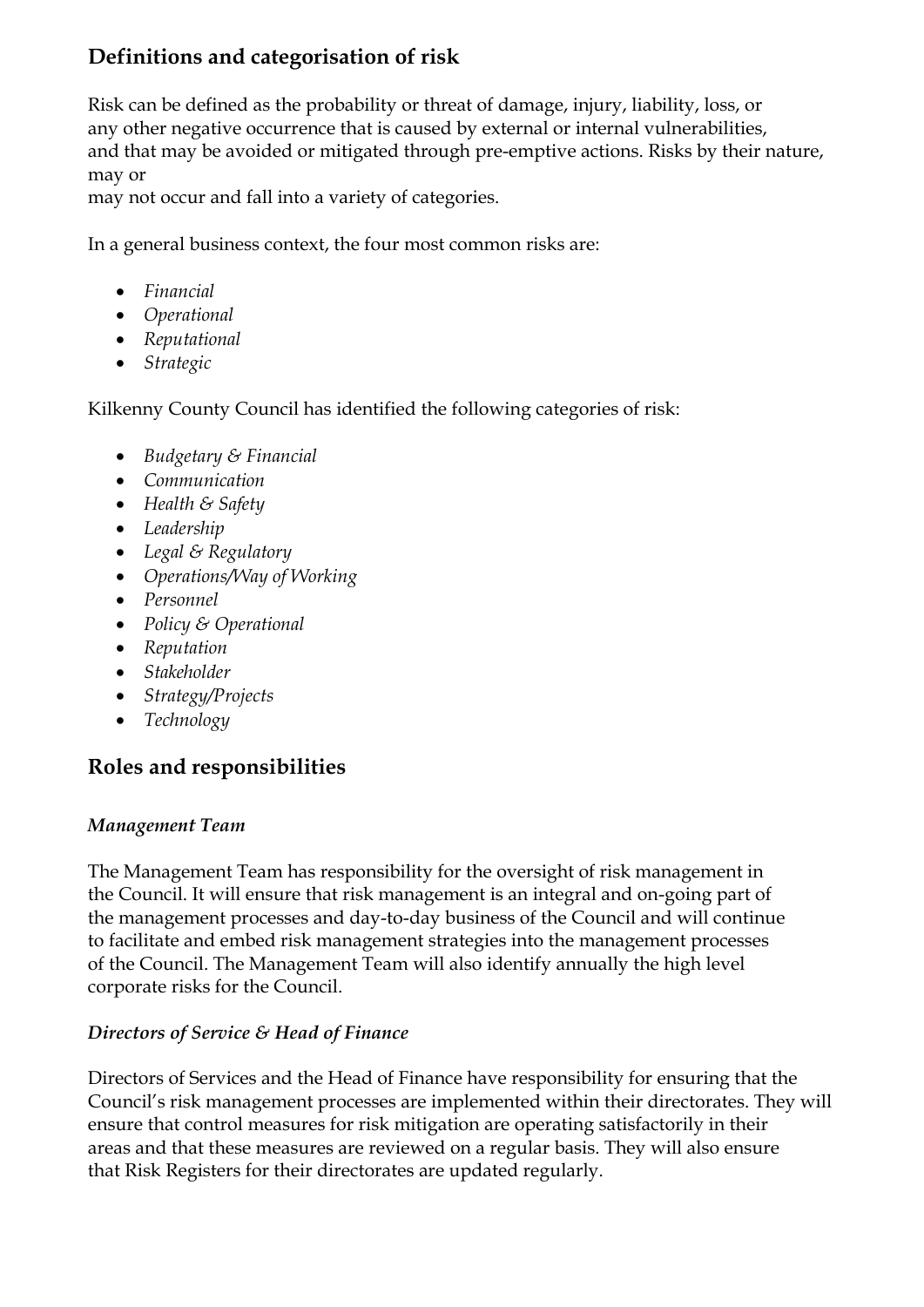## Definitions and categorisation of risk

Risk can be defined as the probability or threat of damage, injury, liability, loss, or any other negative occurrence that is caused by external or internal vulnerabilities, and that may be avoided or mitigated through pre-emptive actions. Risks by their nature, may or may not occur and fall into a variety of categories.

In a general business context, the four most common risks are:

- *Financial*
- *Operational*
- *Reputational*
- *Strategic*

Kilkenny County Council has identified the following categories of risk:

- *Budgetary & Financial*
- *Communication*
- *Health & Safety*
- *Leadership*
- *Legal & Regulatory*
- *Operations/Way of Working*
- *Personnel*
- *Policy & Operational*
- *Reputation*
- *Stakeholder*
- *Strategy/Projects*
- *Technology*

## Roles and responsibilities

### *Management Team*

The Management Team has responsibility for the oversight of risk management in the Council. It will ensure that risk management is an integral and on-going part of the management processes and day-to-day business of the Council and will continue to facilitate and embed risk management strategies into the management processes of the Council. The Management Team will also identify annually the high level corporate risks for the Council.

### *Directors of Service & Head of Finance*

Directors of Services and the Head of Finance have responsibility for ensuring that the Council's risk management processes are implemented within their directorates. They will ensure that control measures for risk mitigation are operating satisfactorily in their areas and that these measures are reviewed on a regular basis. They will also ensure that Risk Registers for their directorates are updated regularly.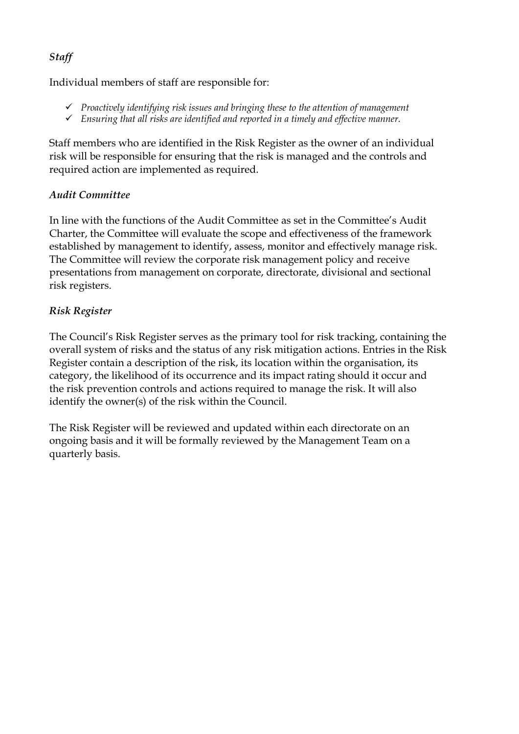*Staff*

Individual members of staff are responsible for:

- ✓ *Proactively identifying risk issues and bringing these to the attention of management*
- ✓ *Ensuring that all risks are identified and reported in a timely and effective manner.*

Staff members who are identified in the Risk Register as the owner of an individual risk will be responsible for ensuring that the risk is managed and the controls and required action are implemented as required.

*Audit Committee*

In line with the functions of the Audit Committee as set in the Committee's Audit Charter, the Committee will evaluate the scope and effectiveness of the framework established by management to identify, assess, monitor and effectively manage risk. The Committee will review the corporate risk management policy and receive presentations from management on corporate, directorate, divisional and sectional risk registers.

*Risk Register*

The Council's Risk Register serves as the primary tool for risk tracking, containing the overall system of risks and the status of any risk mitigation actions. Entries in the Risk Register contain a description of the risk, its location within the organisation, its category, the likelihood of its occurrence and its impact rating should it occur and the risk prevention controls and actions required to manage the risk. It will also identify the owner(s) of the risk within the Council.

The Risk Register will be reviewed and updated within each directorate on an ongoing basis and it will be formally reviewed by the Management Team on a quarterly basis.